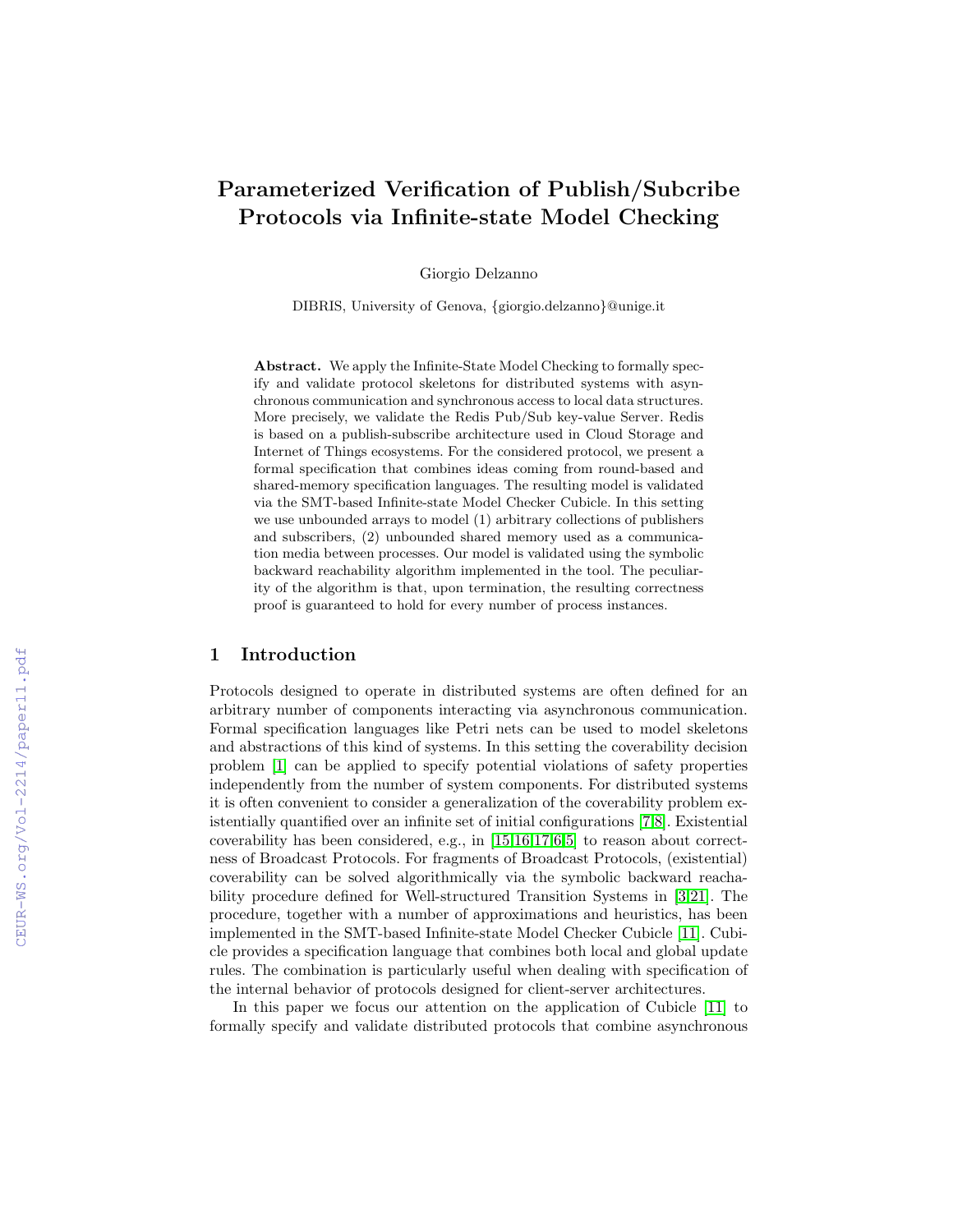# Parameterized Verification of Publish/Subcribe Protocols via Infinite-state Model Checking

Giorgio Delzanno

DIBRIS, University of Genova, {giorgio.delzanno}@unige.it

**Abstract.** We apply the Infinite-State Model Checking to formally specify and validate protocol skeletons for distributed systems with asynchronous communication and synchronous access to local data structures. More precisely, we validate the Redis Pub/Sub key-value Server. Redis is based on a publish-subscribe architecture used in Cloud Storage and Internet of Things ecosystems. For the considered protocol, we present a formal specification that combines ideas coming from round-based and shared-memory specification languages. The resulting model is validated via the SMT-based Infinite-state Model Checker Cubicle. In this setting we use unbounded arrays to model (1) arbitrary collections of publishers and subscribers, (2) unbounded shared memory used as a communication media between processes. Our model is validated using the symbolic backward reachability algorithm implemented in the tool. The peculiarity of the algorithm is that, upon termination, the resulting correctness proof is guaranteed to hold for every number of process instances.

## 1 Introduction

Protocols designed to operate in distributed systems are often defined for an arbitrary number of components interacting via asynchronous communication. Formal specification languages like Petri nets can be used to model skeletons and abstractions of this kind of systems. In this setting the coverability decision problem [1] can be applied to specify potential violations of safety properties independently from the number of system components. For distributed systems it is often convenient to consider a generalization of the coverability problem existentially quantified over an infinite set of initial configurations [7,8]. Existential coverability has been considered, e.g., in [15,16,17,6,5] to reason about correctness of Broadcast Protocols. For fragments of Broadcast Protocols, (existential) coverability can be solved algorithmically via the symbolic backward reachability procedure defined for Well-structured Transition Systems in [3,21]. The procedure, together with a number of approximations and heuristics, has been implemented in the SMT-based Infinite-state Model Checker Cubicle [11]. Cubicle provides a specification language that combines both local and global update rules. The combination is particularly useful when dealing with specification of the internal behavior of protocols designed for client-server architectures.

In this paper we focus our attention on the application of Cubicle [11] to formally specify and validate distributed protocols that combine asynchronous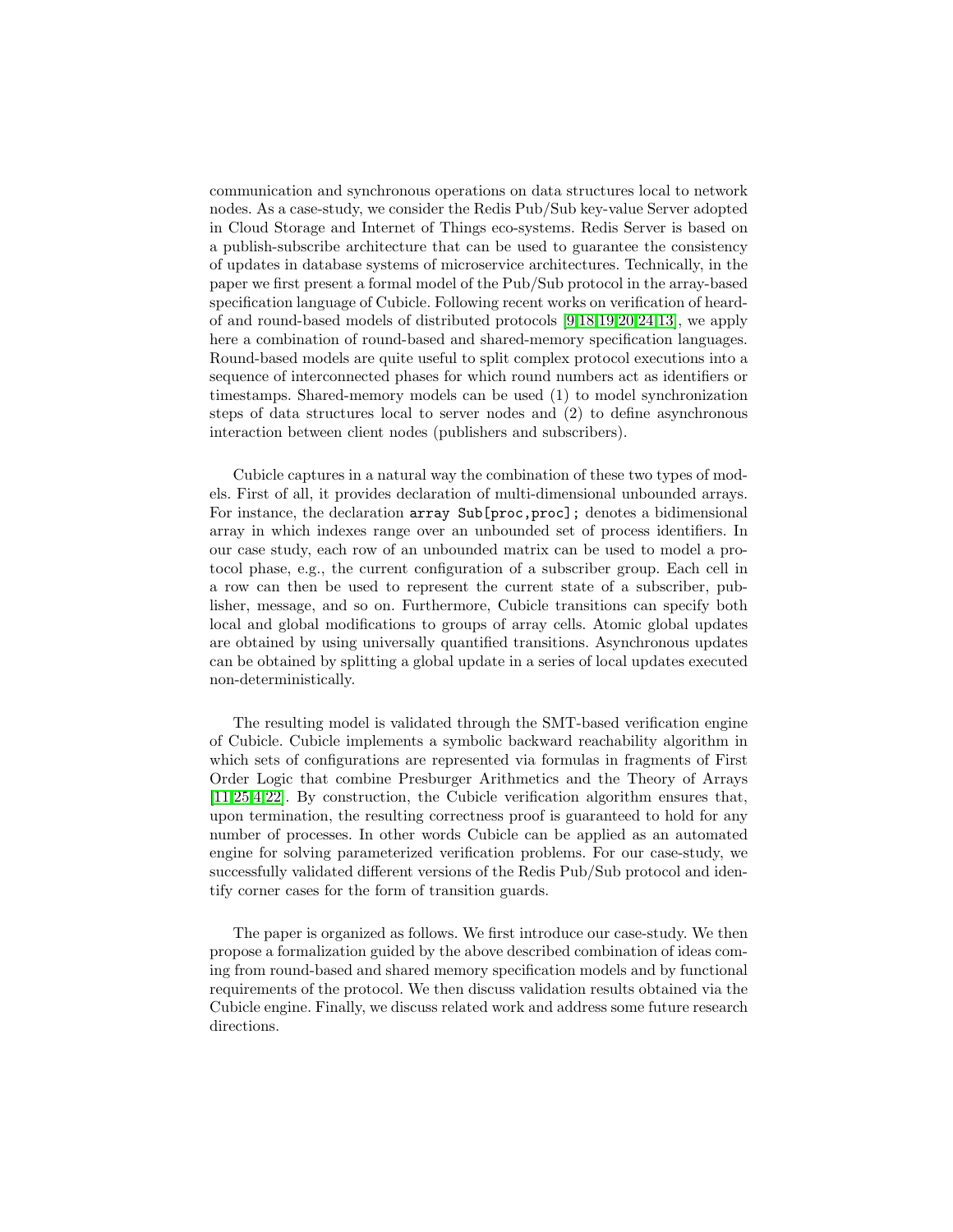communication and synchronous operations on data structures local to network nodes. As a case-study, we consider the Redis Pub/Sub key-value Server adopted in Cloud Storage and Internet of Things eco-systems. Redis Server is based on a publish-subscribe architecture that can be used to guarantee the consistency of updates in database systems of microservice architectures. Technically, in the paper we first present a formal model of the Pub/Sub protocol in the array-based specification language of Cubicle. Following recent works on verification of heard-of and round-based models of distributed protocols [9,18,19,20,24,13], we apply here a combination of round-based and shared-memory specification languages. Round-based models are quite useful to split complex protocol executions into a sequence of interconnected phases for which round numbers act as identifiers or timestamps. Shared-memory models can be used (1) to model synchronization steps of data structures local to server nodes and (2) to define asynchronous interaction between client nodes (publishers and subscribers).

Cubicle captures in a natural way the combination of these two types of models. First of all, it provides declaration of multi-dimensional unbounded arrays. For instance, the declaration `array Sub[proc,proc];` denotes a bidimensional array in which indexes range over an unbounded set of process identifiers. In our case study, each row of an unbounded matrix can be used to model a protocol phase, e.g., the current configuration of a subscriber group. Each cell in a row can then be used to represent the current state of a subscriber, publisher, message, and so on. Furthermore, Cubicle transitions can specify both local and global modifications to groups of array cells. Atomic global updates are obtained by using universally quantified transitions. Asynchronous updates can be obtained by splitting a global update in a series of local updates executed non-deterministically.

The resulting model is validated through the SMT-based verification engine of Cubicle. Cubicle implements a symbolic backward reachability algorithm in which sets of configurations are represented via formulas in fragments of First Order Logic that combine Presburger Arithmetics and the Theory of Arrays [11,25,4,22]. By construction, the Cubicle verification algorithm ensures that, upon termination, the resulting correctness proof is guaranteed to hold for any number of processes. In other words Cubicle can be applied as an automated engine for solving parameterized verification problems. For our case-study, we successfully validated different versions of the Redis Pub/Sub protocol and identify corner cases for the form of transition guards.

The paper is organized as follows. We first introduce our case-study. We then propose a formalization guided by the above described combination of ideas coming from round-based and shared memory specification models and by functional requirements of the protocol. We then discuss validation results obtained via the Cubicle engine. Finally, we discuss related work and address some future research directions.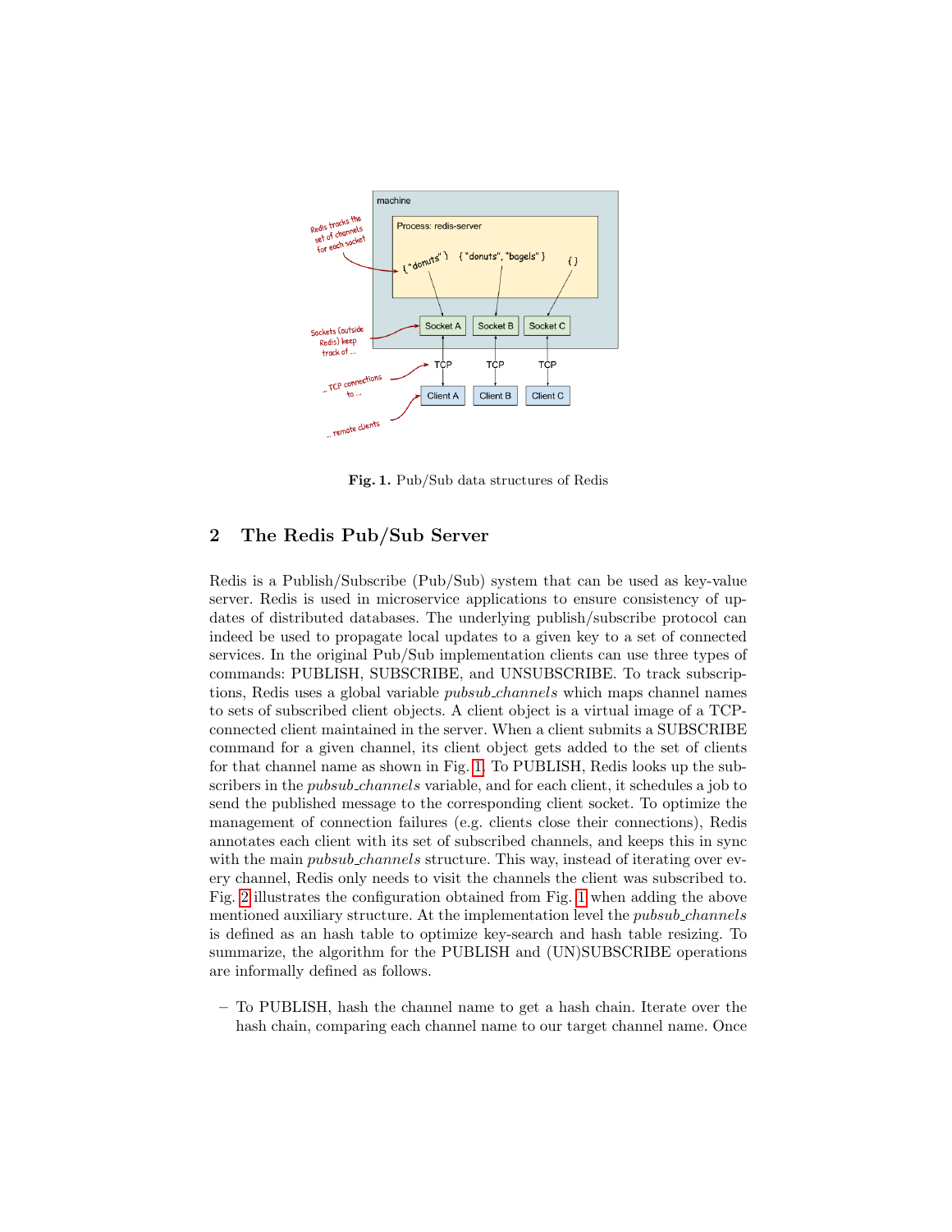**Fig. 1.** Pub/Sub data structures of Redis

## 2 The Redis Pub/Sub Server

Redis is a Publish/Subscribe (Pub/Sub) system that can be used as key-value server. Redis is used in microservice applications to ensure consistency of updates of distributed databases. The underlying publish/subscribe protocol can indeed be used to propagate local updates to a given key to a set of connected services. In the original Pub/Sub implementation clients can use three types of commands: PUBLISH, SUBSCRIBE, and UNSUBSCRIBE. To track subscriptions, Redis uses a global variable *pubsub_channels* which maps channel names to sets of subscribed client objects. A client object is a virtual image of a TCP-connected client maintained in the server. When a client submits a SUBSCRIBE command for a given channel, its client object gets added to the set of clients for that channel name as shown in Fig. 1. To PUBLISH, Redis looks up the subscribers in the *pubsub_channels* variable, and for each client, it schedules a job to send the published message to the corresponding client socket. To optimize the management of connection failures (e.g. clients close their connections), Redis annotates each client with its set of subscribed channels, and keeps this in sync with the main *pubsub_channels* structure. This way, instead of iterating over every channel, Redis only needs to visit the channels the client was subscribed to. Fig. 2 illustrates the configuration obtained from Fig. 1 when adding the above mentioned auxiliary structure. At the implementation level the *pubsub_channels* is defined as an hash table to optimize key-search and hash table resizing. To summarize, the algorithm for the PUBLISH and (UN)SUBSCRIBE operations are informally defined as follows.

– To PUBLISH, hash the channel name to get a hash chain. Iterate over the hash chain, comparing each channel name to our target channel name. Once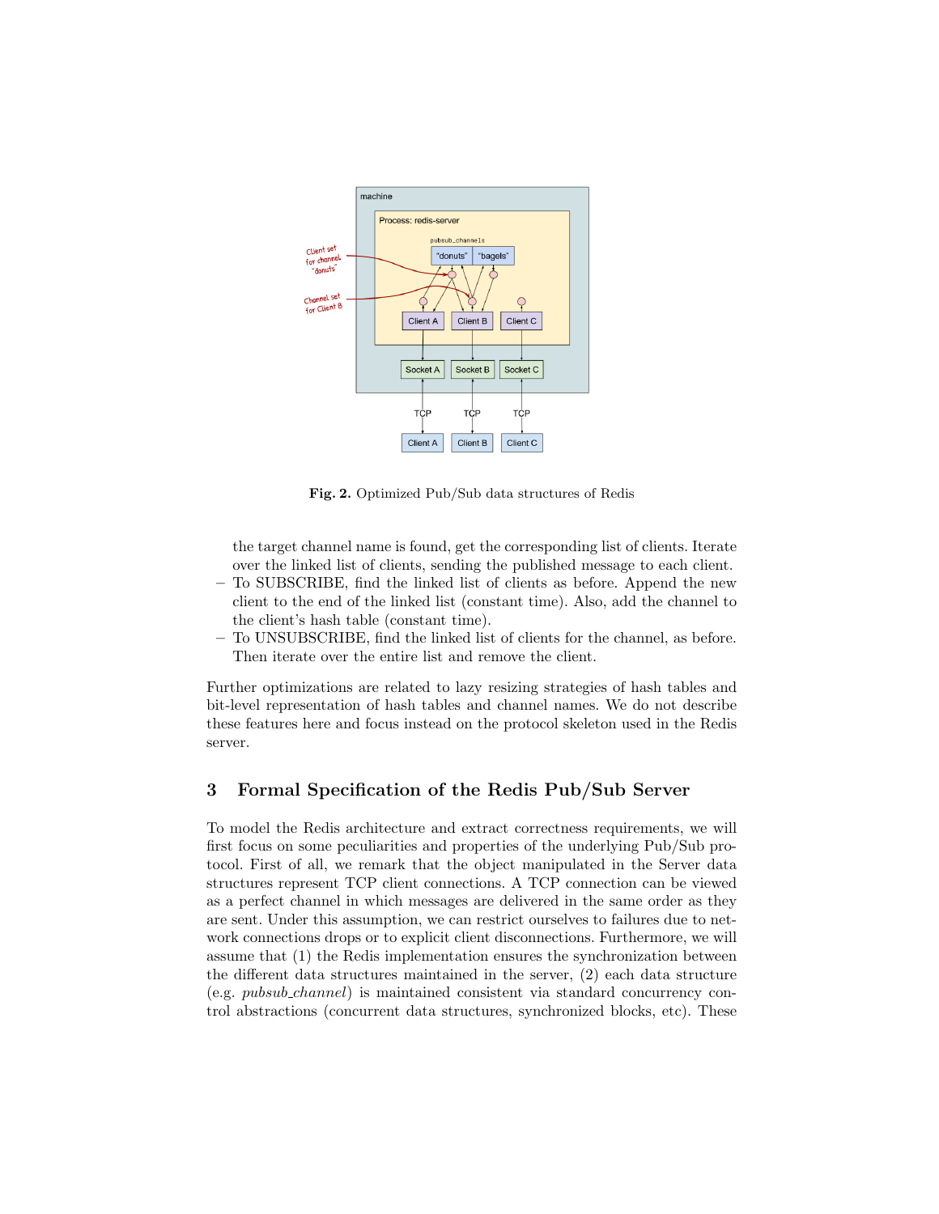**Fig. 2.** Optimized Pub/Sub data structures of Redis

the target channel name is found, get the corresponding list of clients. Iterate over the linked list of clients, sending the published message to each client.

- To SUBSCRIBE, find the linked list of clients as before. Append the new client to the end of the linked list (constant time). Also, add the channel to the client's hash table (constant time).
- To UNSUBSCRIBE, find the linked list of clients for the channel, as before. Then iterate over the entire list and remove the client.

Further optimizations are related to lazy resizing strategies of hash tables and bit-level representation of hash tables and channel names. We do not describe these features here and focus instead on the protocol skeleton used in the Redis server.

## 3 Formal Specification of the Redis Pub/Sub Server

To model the Redis architecture and extract correctness requirements, we will first focus on some peculiarities and properties of the underlying Pub/Sub protocol. First of all, we remark that the object manipulated in the Server data structures represent TCP client connections. A TCP connection can be viewed as a perfect channel in which messages are delivered in the same order as they are sent. Under this assumption, we can restrict ourselves to failures due to network connections drops or to explicit client disconnections. Furthermore, we will assume that (1) the Redis implementation ensures the synchronization between the different data structures maintained in the server, (2) each data structure (e.g. *pubsub_channel*) is maintained consistent via standard concurrency control abstractions (concurrent data structures, synchronized blocks, etc). These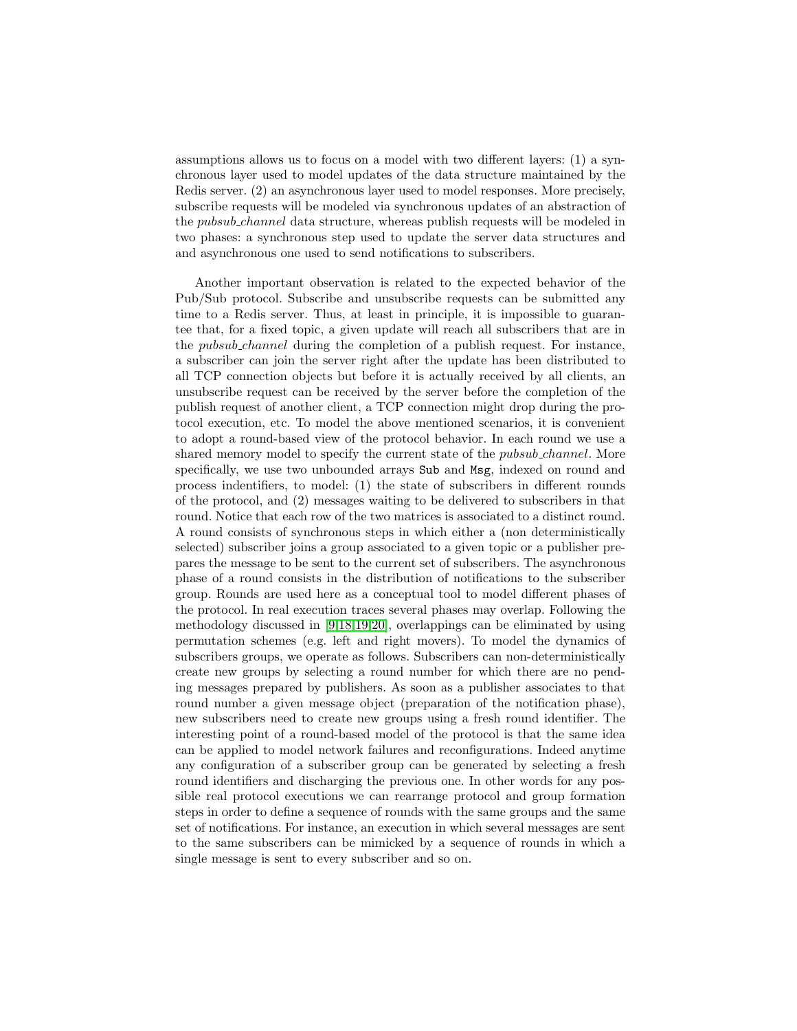assumptions allows us to focus on a model with two different layers: (1) a synchronous layer used to model updates of the data structure maintained by the Redis server. (2) an asynchronous layer used to model responses. More precisely, subscribe requests will be modeled via synchronous updates of an abstraction of the *pubsub_channel* data structure, whereas publish requests will be modeled in two phases: a synchronous step used to update the server data structures and and asynchronous one used to send notifications to subscribers.

Another important observation is related to the expected behavior of the Pub/Sub protocol. Subscribe and unsubscribe requests can be submitted any time to a Redis server. Thus, at least in principle, it is impossible to guarantee that, for a fixed topic, a given update will reach all subscribers that are in the *pubsub_channel* during the completion of a publish request. For instance, a subscriber can join the server right after the update has been distributed to all TCP connection objects but before it is actually received by all clients, an unsubscribe request can be received by the server before the completion of the publish request of another client, a TCP connection might drop during the protocol execution, etc. To model the above mentioned scenarios, it is convenient to adopt a round-based view of the protocol behavior. In each round we use a shared memory model to specify the current state of the *pubsub_channel*. More specifically, we use two unbounded arrays `Sub` and `Msg`, indexed on round and process indentifiers, to model: (1) the state of subscribers in different rounds of the protocol, and (2) messages waiting to be delivered to subscribers in that round. Notice that each row of the two matrices is associated to a distinct round. A round consists of synchronous steps in which either a (non deterministically selected) subscriber joins a group associated to a given topic or a publisher prepares the message to be sent to the current set of subscribers. The asynchronous phase of a round consists in the distribution of notifications to the subscriber group. Rounds are used here as a conceptual tool to model different phases of the protocol. In real execution traces several phases may overlap. Following the methodology discussed in [9,18,19,20], overlappings can be eliminated by using permutation schemes (e.g. left and right movers). To model the dynamics of subscribers groups, we operate as follows. Subscribers can non-deterministically create new groups by selecting a round number for which there are no pending messages prepared by publishers. As soon as a publisher associates to that round number a given message object (preparation of the notification phase), new subscribers need to create new groups using a fresh round identifier. The interesting point of a round-based model of the protocol is that the same idea can be applied to model network failures and reconfigurations. Indeed anytime any configuration of a subscriber group can be generated by selecting a fresh round identifiers and discharging the previous one. In other words for any possible real protocol executions we can rearrange protocol and group formation steps in order to define a sequence of rounds with the same groups and the same set of notifications. For instance, an execution in which several messages are sent to the same subscribers can be mimicked by a sequence of rounds in which a single message is sent to every subscriber and so on.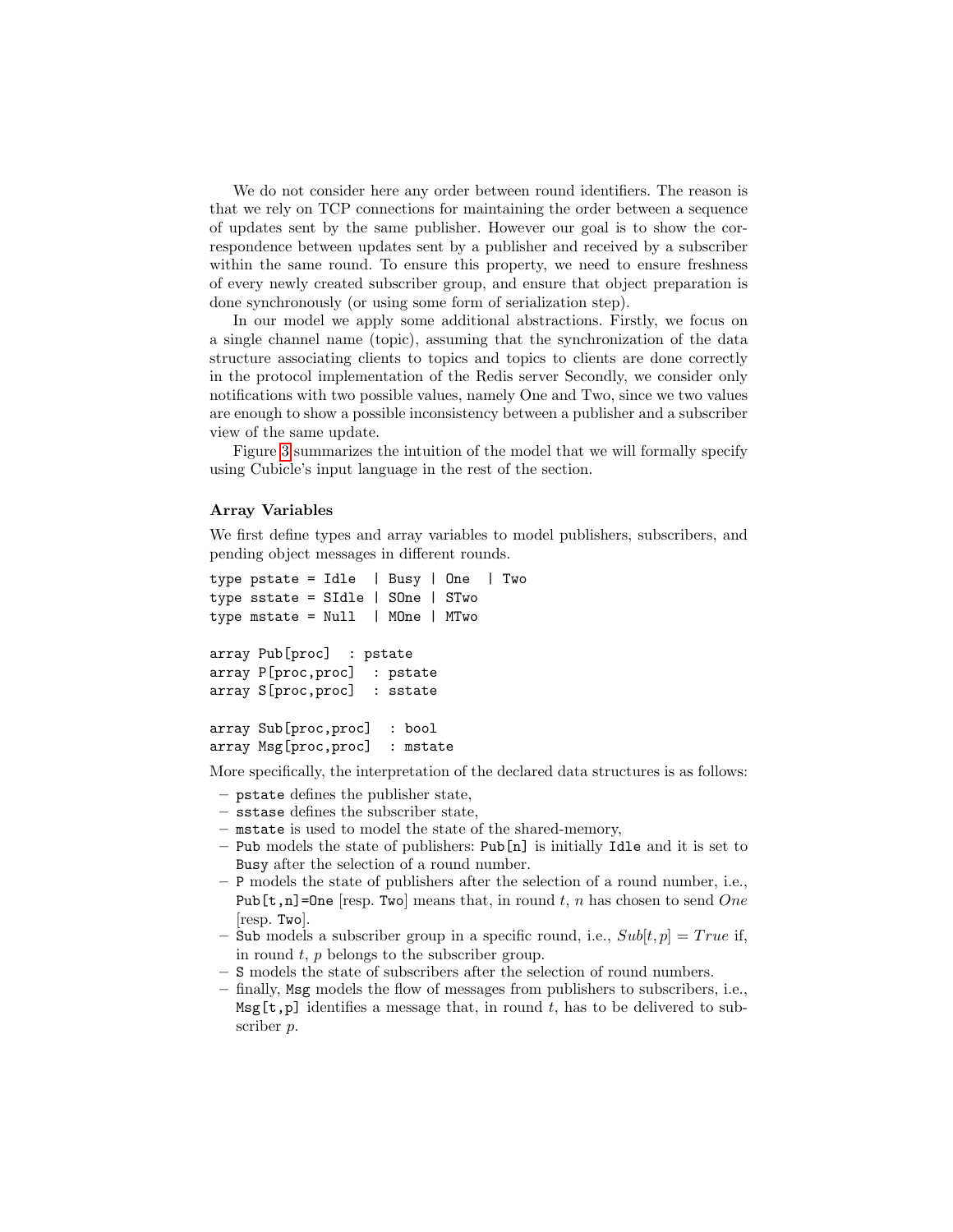We do not consider here any order between round identifiers. The reason is that we rely on TCP connections for maintaining the order between a sequence of updates sent by the same publisher. However our goal is to show the correspondence between updates sent by a publisher and received by a subscriber within the same round. To ensure this property, we need to ensure freshness of every newly created subscriber group, and ensure that object preparation is done synchronously (or using some form of serialization step).

In our model we apply some additional abstractions. Firstly, we focus on a single channel name (topic), assuming that the synchronization of the data structure associating clients to topics and topics to clients are done correctly in the protocol implementation of the Redis server Secondly, we consider only notifications with two possible values, namely One and Two, since we two values are enough to show a possible inconsistency between a publisher and a subscriber view of the same update.

Figure 3 summarizes the intuition of the model that we will formally specify using Cubicle's input language in the rest of the section.

### Array Variables

We first define types and array variables to model publishers, subscribers, and pending object messages in different rounds.

```
type pstate = Idle  | Busy | One  | Two
type sstate = SIdle | SOne | STwo
type mstate = Null  | MOne | MTwo

array Pub[proc]  : pstate
array P[proc,proc]  : pstate
array S[proc,proc]  : sstate

array Sub[proc,proc]  : bool
array Msg[proc,proc]  : mstate
```

More specifically, the interpretation of the declared data structures is as follows:

- `pstate` defines the publisher state,
- `sstase` defines the subscriber state,
- `mstate` is used to model the state of the shared-memory,
- `Pub` models the state of publishers: `Pub[n]` is initially `Idle` and it is set to `Busy` after the selection of a round number.
- `P` models the state of publishers after the selection of a round number, i.e., `Pub[t,n]=One` [resp. `Two`] means that, in round $t$, $n$ has chosen to send *One* [resp. `Two`].
- `Sub` models a subscriber group in a specific round, i.e., $Sub[t, p] = True$ if, in round $t$, $p$ belongs to the subscriber group.
- `S` models the state of subscribers after the selection of round numbers.
- finally, `Msg` models the flow of messages from publishers to subscribers, i.e., `Msg[t,p]` identifies a message that, in round $t$, has to be delivered to subscriber $p$.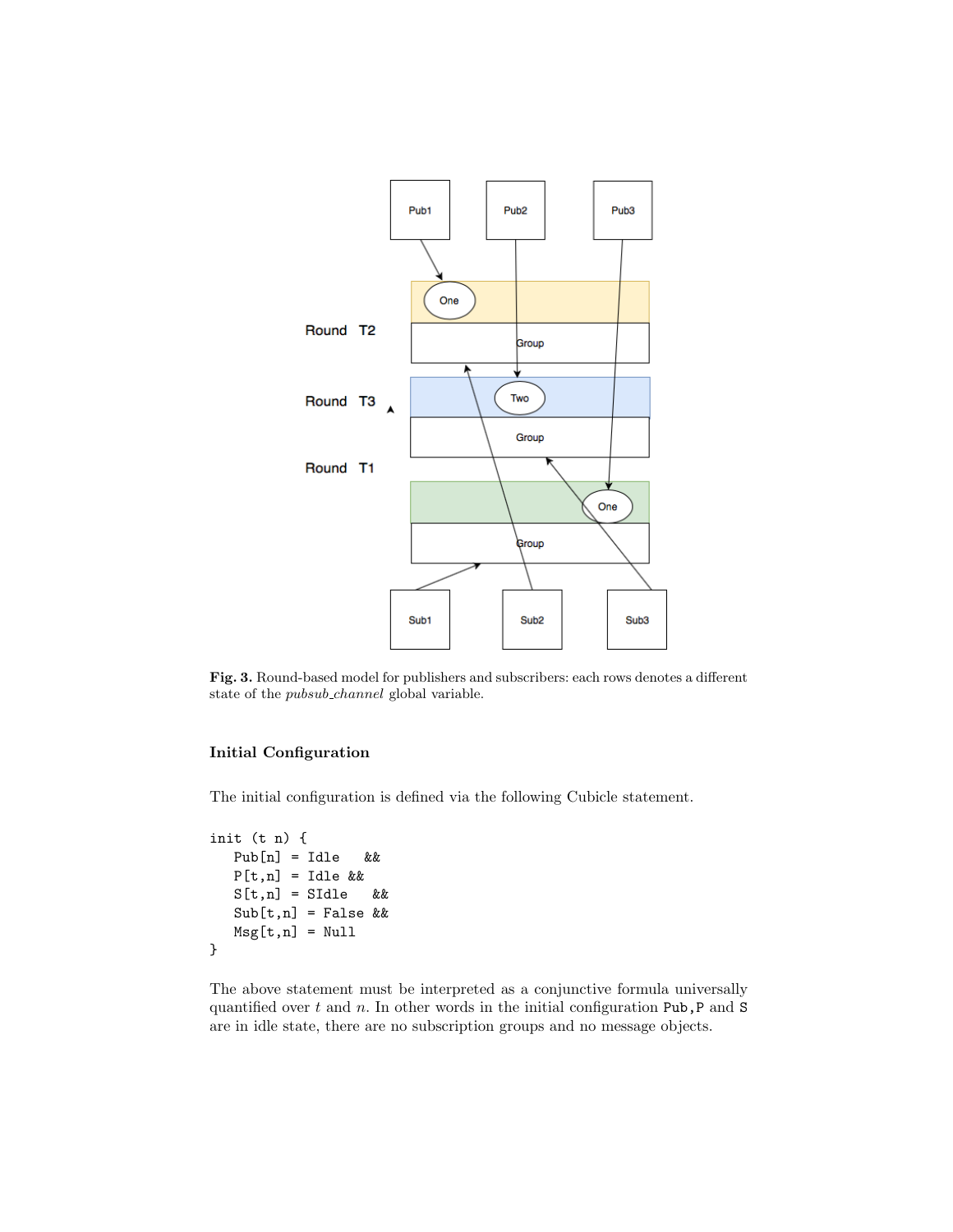**Fig. 3.** Round-based model for publishers and subscribers: each rows denotes a different state of the *pubsub_channel* global variable.

### Initial Configuration

The initial configuration is defined via the following Cubicle statement.

```
init (t n) {
   Pub[n] = Idle   &&
   P[t,n] = Idle &&
   S[t,n] = SIdle   &&
   Sub[t,n] = False &&
   Msg[t,n] = Null
}
```

The above statement must be interpreted as a conjunctive formula universally quantified over $t$ and $n$. In other words in the initial configuration `Pub`,`P` and `S` are in idle state, there are no subscription groups and no message objects.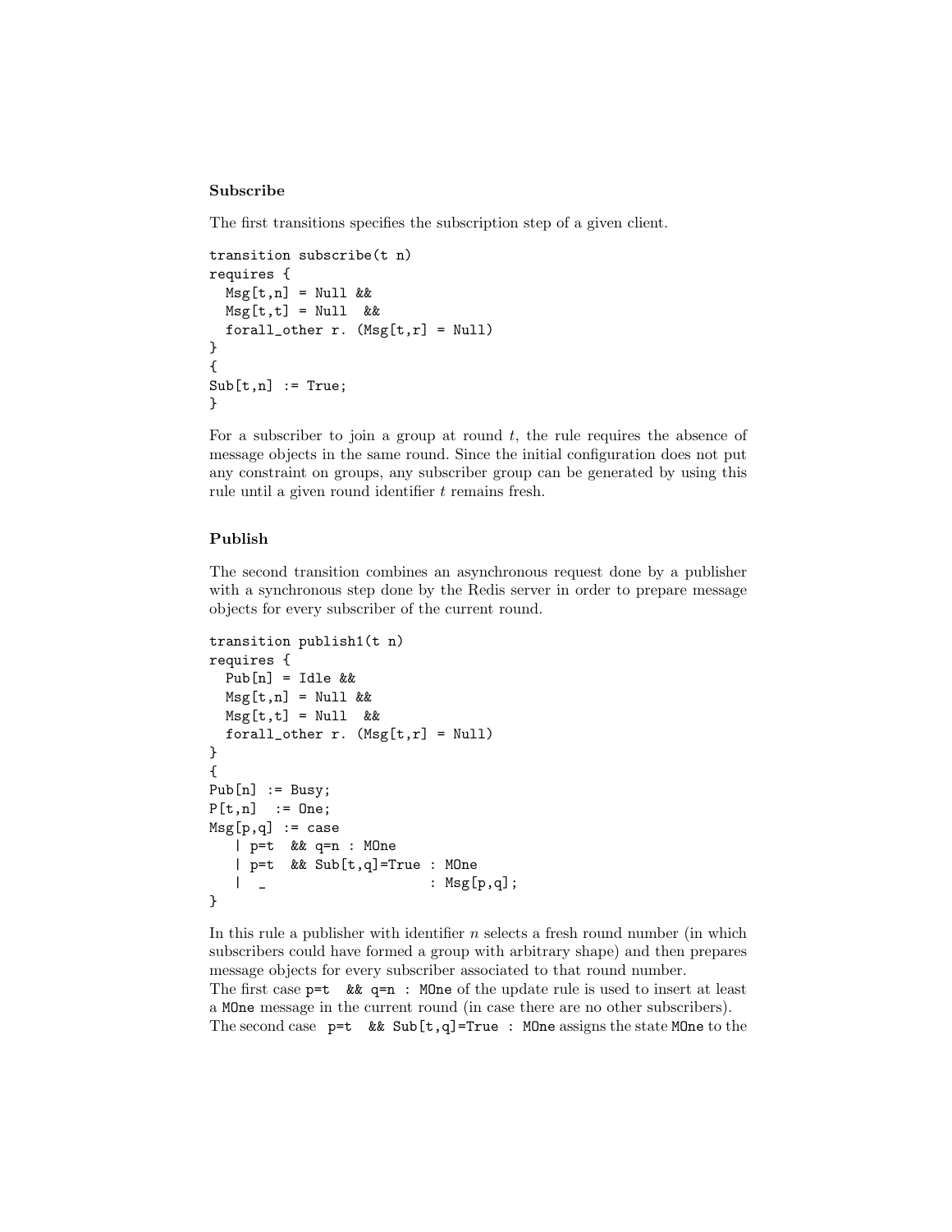### Subscribe

The first transitions specifies the subscription step of a given client.

```
transition subscribe(t n)
requires {
  Msg[t,n] = Null &&
  Msg[t,t] = Null  &&
  forall_other r. (Msg[t,r] = Null)
}
{
Sub[t,n] := True;
}
```

For a subscriber to join a group at round $t$, the rule requires the absence of message objects in the same round. Since the initial configuration does not put any constraint on groups, any subscriber group can be generated by using this rule until a given round identifier $t$ remains fresh.

### Publish

The second transition combines an asynchronous request done by a publisher with a synchronous step done by the Redis server in order to prepare message objects for every subscriber of the current round.

```
transition publish1(t n)
requires {
  Pub[n] = Idle &&
  Msg[t,n] = Null &&
  Msg[t,t] = Null  &&
  forall_other r. (Msg[t,r] = Null)
}
{
Pub[n] := Busy;
P[t,n]  := One;
Msg[p,q] := case
   | p=t  && q=n : MOne
   | p=t  && Sub[t,q]=True : MOne
   |  _                    : Msg[p,q];
}
```

In this rule a publisher with identifier $n$ selects a fresh round number (in which subscribers could have formed a group with arbitrary shape) and then prepares message objects for every subscriber associated to that round number.
The first case `p=t  && q=n : MOne` of the update rule is used to insert at least a `MOne` message in the current round (in case there are no other subscribers).
The second case `p=t  && Sub[t,q]=True : MOne` assigns the state `MOne` to the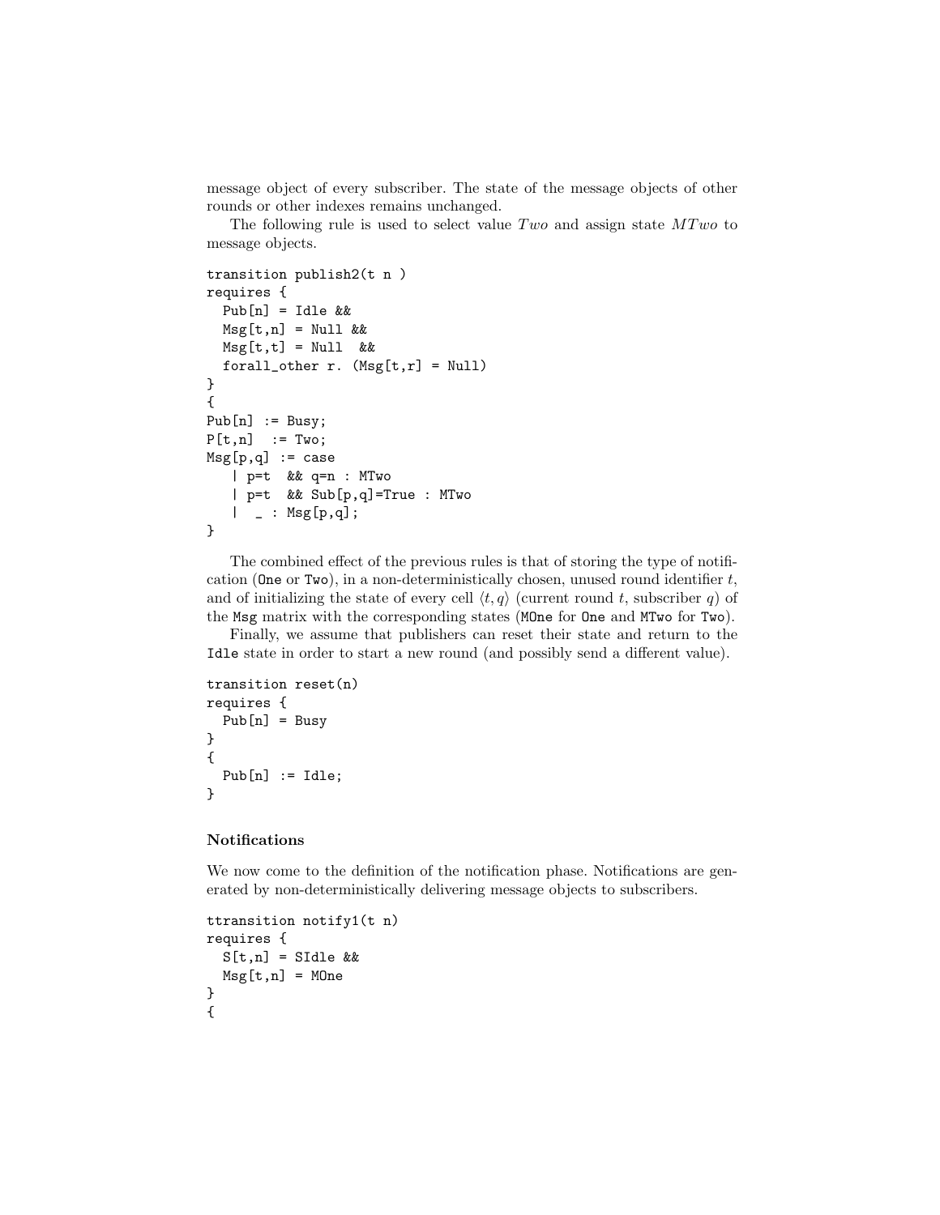message object of every subscriber. The state of the message objects of other rounds or other indexes remains unchanged.

The following rule is used to select value $Two$ and assign state $MTwo$ to message objects.

```
transition publish2(t n )
requires {
  Pub[n] = Idle &&
  Msg[t,n] = Null &&
  Msg[t,t] = Null  &&
  forall_other r. (Msg[t,r] = Null)
}
{
Pub[n] := Busy;
P[t,n]  := Two;
Msg[p,q] := case
   | p=t  && q=n : MTwo
   | p=t  && Sub[p,q]=True : MTwo
   |  _ : Msg[p,q];
}
```

The combined effect of the previous rules is that of storing the type of notification (One or Two), in a non-deterministically chosen, unused round identifier $t$, and of initializing the state of every cell $\langle t, q \rangle$ (current round $t$, subscriber $q$) of the Msg matrix with the corresponding states (MOne for One and MTwo for Two).

Finally, we assume that publishers can reset their state and return to the Idle state in order to start a new round (and possibly send a different value).

```
transition reset(n)
requires {
  Pub[n] = Busy
}
{
  Pub[n] := Idle;
}
```

**Notifications**

We now come to the definition of the notification phase. Notifications are generated by non-deterministically delivering message objects to subscribers.

```
ttransition notify1(t n)
requires {
  S[t,n] = SIdle &&
  Msg[t,n] = MOne
}
{
```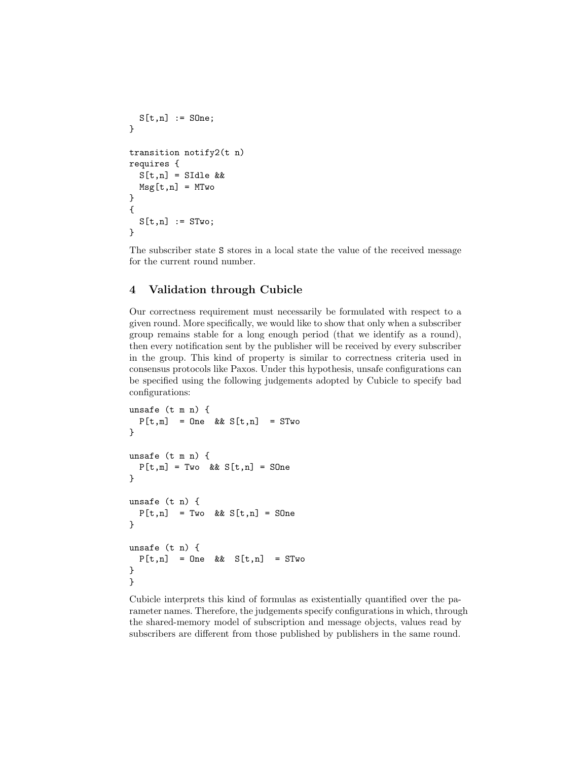```
  S[t,n] := SOne;
}

transition notify2(t n)
requires {
  S[t,n] = SIdle &&
  Msg[t,n] = MTwo
}
{
  S[t,n] := STwo;
}
```

The subscriber state S stores in a local state the value of the received message for the current round number.

## 4 Validation through Cubicle

Our correctness requirement must necessarily be formulated with respect to a given round. More specifically, we would like to show that only when a subscriber group remains stable for a long enough period (that we identify as a round), then every notification sent by the publisher will be received by every subscriber in the group. This kind of property is similar to correctness criteria used in consensus protocols like Paxos. Under this hypothesis, unsafe configurations can be specified using the following judgements adopted by Cubicle to specify bad configurations:

```
unsafe (t m n) {
  P[t,m]  = One  && S[t,n]  = STwo
}

unsafe (t m n) {
  P[t,m] = Two  && S[t,n] = SOne
}

unsafe (t n) {
  P[t,n]  = Two  && S[t,n] = SOne
}

unsafe (t n) {
  P[t,n]  = One  &&  S[t,n]  = STwo
}
}
```

Cubicle interprets this kind of formulas as existentially quantified over the parameter names. Therefore, the judgements specify configurations in which, through the shared-memory model of subscription and message objects, values read by subscribers are different from those published by publishers in the same round.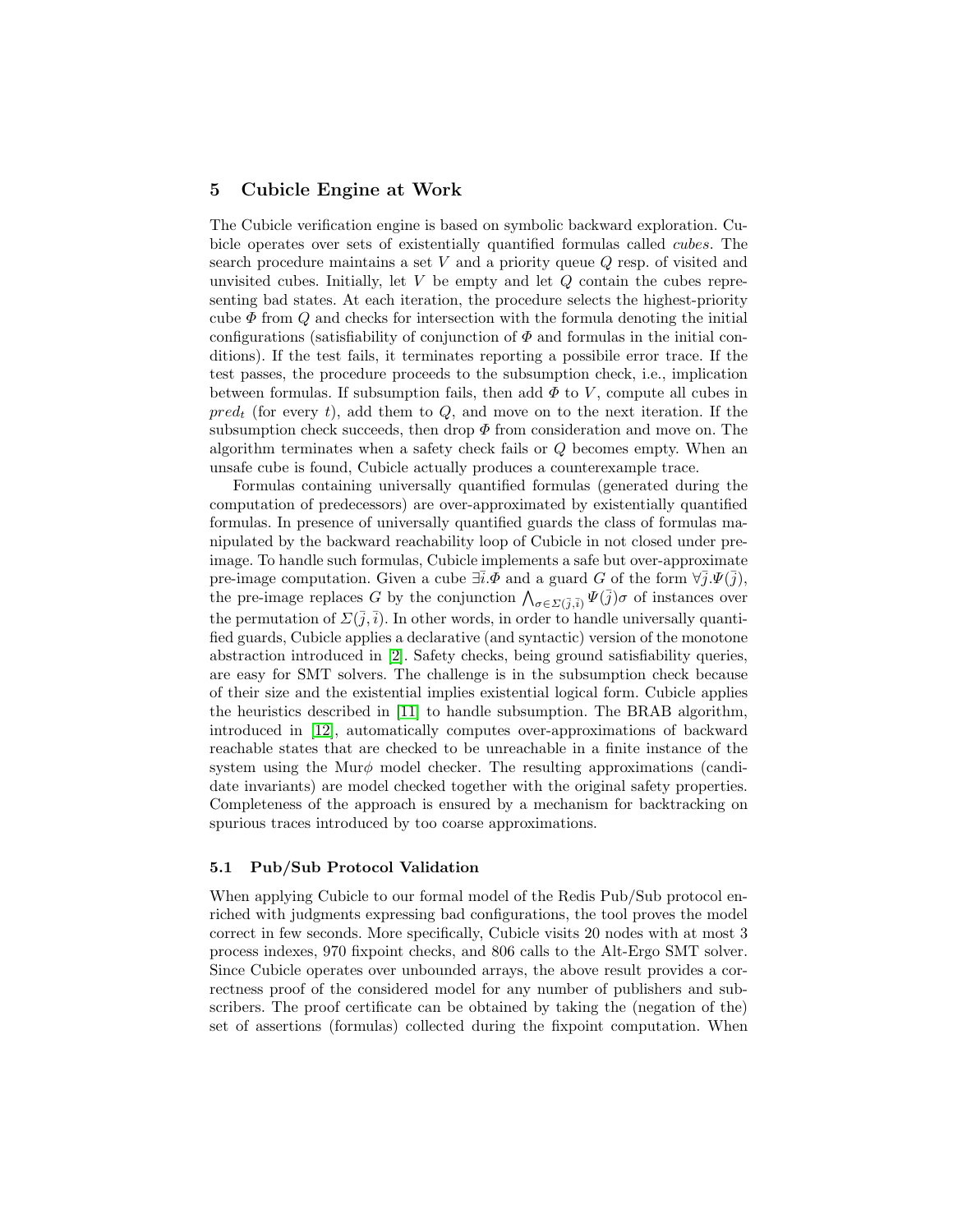## 5 Cubicle Engine at Work

The Cubicle verification engine is based on symbolic backward exploration. Cubicle operates over sets of existentially quantified formulas called *cubes*. The search procedure maintains a set $V$ and a priority queue $Q$ resp. of visited and unvisited cubes. Initially, let $V$ be empty and let $Q$ contain the cubes representing bad states. At each iteration, the procedure selects the highest-priority cube $\Phi$ from $Q$ and checks for intersection with the formula denoting the initial configurations (satisfiability of conjunction of $\Phi$ and formulas in the initial conditions). If the test fails, it terminates reporting a possibile error trace. If the test passes, the procedure proceeds to the subsumption check, i.e., implication between formulas. If subsumption fails, then add $\Phi$ to $V$, compute all cubes in $pred_t$ (for every $t$), add them to $Q$, and move on to the next iteration. If the subsumption check succeeds, then drop $\Phi$ from consideration and move on. The algorithm terminates when a safety check fails or $Q$ becomes empty. When an unsafe cube is found, Cubicle actually produces a counterexample trace.

Formulas containing universally quantified formulas (generated during the computation of predecessors) are over-approximated by existentially quantified formulas. In presence of universally quantified guards the class of formulas manipulated by the backward reachability loop of Cubicle in not closed under pre-image. To handle such formulas, Cubicle implements a safe but over-approximate pre-image computation. Given a cube $\exists \bar{i}.\Phi$ and a guard $G$ of the form $\forall \bar{j}.\Psi(\bar{j})$, the pre-image replaces $G$ by the conjunction $\bigwedge_{\sigma \in \Sigma(\bar{j},\bar{i})} \Psi(\bar{j})\sigma$ of instances over the permutation of $\Sigma(\bar{j}, \bar{i})$. In other words, in order to handle universally quantified guards, Cubicle applies a declarative (and syntactic) version of the monotone abstraction introduced in [2]. Safety checks, being ground satisfiability queries, are easy for SMT solvers. The challenge is in the subsumption check because of their size and the existential implies existential logical form. Cubicle applies the heuristics described in [11] to handle subsumption. The BRAB algorithm, introduced in [12], automatically computes over-approximations of backward reachable states that are checked to be unreachable in a finite instance of the system using the Mur$\phi$ model checker. The resulting approximations (candidate invariants) are model checked together with the original safety properties. Completeness of the approach is ensured by a mechanism for backtracking on spurious traces introduced by too coarse approximations.

### 5.1 Pub/Sub Protocol Validation

When applying Cubicle to our formal model of the Redis Pub/Sub protocol enriched with judgments expressing bad configurations, the tool proves the model correct in few seconds. More specifically, Cubicle visits 20 nodes with at most 3 process indexes, 970 fixpoint checks, and 806 calls to the Alt-Ergo SMT solver. Since Cubicle operates over unbounded arrays, the above result provides a correctness proof of the considered model for any number of publishers and subscribers. The proof certificate can be obtained by taking the (negation of the) set of assertions (formulas) collected during the fixpoint computation. When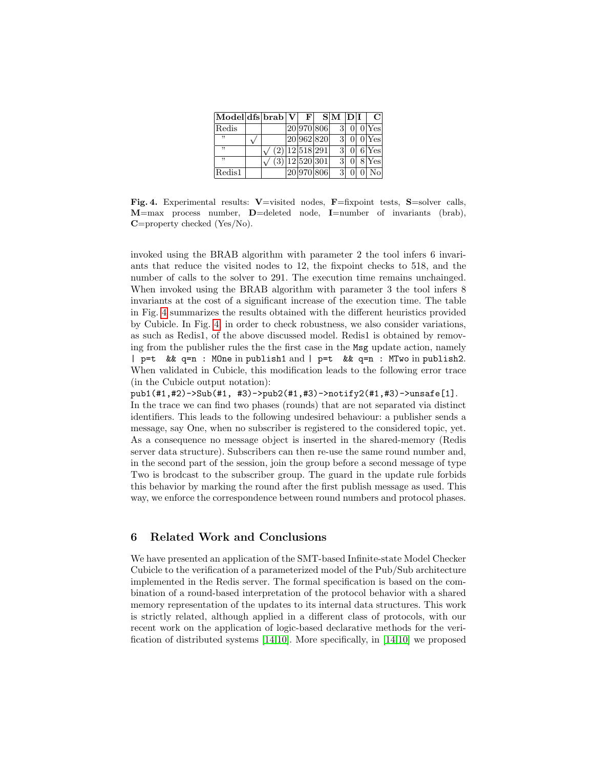| Model | dfs | brab | V | F | S | M | D | I | C |
|---|---|---|---|---|---|---|---|---|---|
| Redis | | | 20 | 970 | 806 | 3 | 0 | 0 | Yes |
| " | √ | | 20 | 962 | 820 | 3 | 0 | 0 | Yes |
| " | | √ (2) | 12 | 518 | 291 | 3 | 0 | 6 | Yes |
| " | | √ (3) | 12 | 520 | 301 | 3 | 0 | 8 | Yes |
| Redis1 | | | 20 | 970 | 806 | 3 | 0 | 0 | No |

**Fig. 4.** Experimental results: **V**=visited nodes, **F**=fixpoint tests, **S**=solver calls, **M**=max process number, **D**=deleted node, **I**=number of invariants (brab), **C**=property checked (Yes/No).

invoked using the BRAB algorithm with parameter 2 the tool infers 6 invariants that reduce the visited nodes to 12, the fixpoint checks to 518, and the number of calls to the solver to 291. The execution time remains unchainged. When invoked using the BRAB algorithm with parameter 3 the tool infers 8 invariants at the cost of a significant increase of the execution time. The table in Fig. 4 summarizes the results obtained with the different heuristics provided by Cubicle. In Fig. 4, in order to check robustness, we also consider variations, as such as Redis1, of the above discussed model. Redis1 is obtained by removing from the publisher rules the the first case in the `Msg` update action, namely `| p=t && q=n : MOne` in `publish1` and `| p=t && q=n : MTwo` in `publish2`. When validated in Cubicle, this modification leads to the following error trace (in the Cubicle output notation):

`pub1(#1,#2)->Sub(#1, #3)->pub2(#1,#3)->notify2(#1,#3)->unsafe[1]`.

In the trace we can find two phases (rounds) that are not separated via distinct identifiers. This leads to the following undesired behaviour: a publisher sends a message, say One, when no subscriber is registered to the considered topic, yet. As a consequence no message object is inserted in the shared-memory (Redis server data structure). Subscribers can then re-use the same round number and, in the second part of the session, join the group before a second message of type Two is brodcast to the subscriber group. The guard in the update rule forbids this behavior by marking the round after the first publish message as used. This way, we enforce the correspondence between round numbers and protocol phases.

## 6 Related Work and Conclusions

We have presented an application of the SMT-based Infinite-state Model Checker Cubicle to the verification of a parameterized model of the Pub/Sub architecture implemented in the Redis server. The formal specification is based on the combination of a round-based interpretation of the protocol behavior with a shared memory representation of the updates to its internal data structures. This work is strictly related, although applied in a different class of protocols, with our recent work on the application of logic-based declarative methods for the verification of distributed systems [14,10]. More specifically, in [14,10] we proposed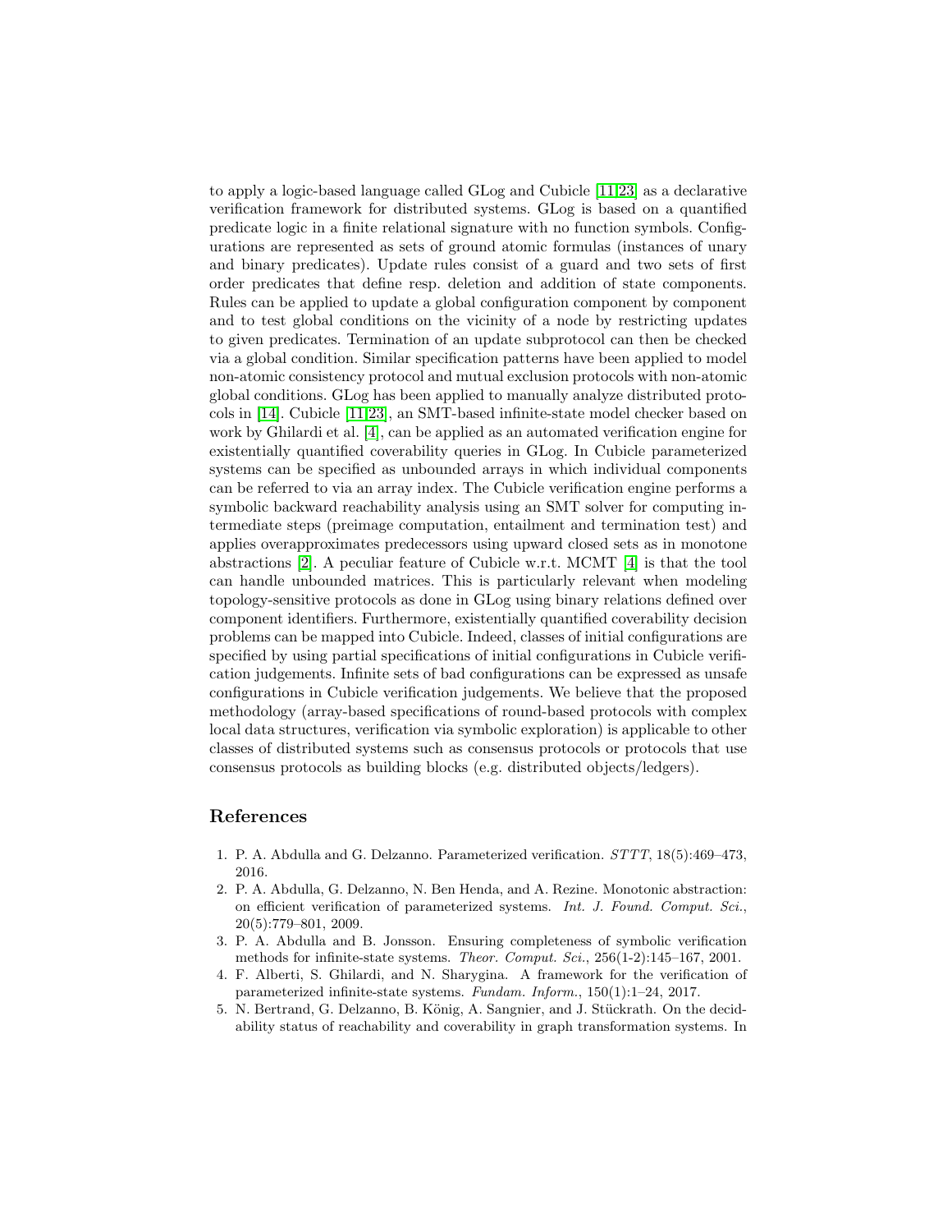to apply a logic-based language called GLog and Cubicle [11,23] as a declarative verification framework for distributed systems. GLog is based on a quantified predicate logic in a finite relational signature with no function symbols. Configurations are represented as sets of ground atomic formulas (instances of unary and binary predicates). Update rules consist of a guard and two sets of first order predicates that define resp. deletion and addition of state components. Rules can be applied to update a global configuration component by component and to test global conditions on the vicinity of a node by restricting updates to given predicates. Termination of an update subprotocol can then be checked via a global condition. Similar specification patterns have been applied to model non-atomic consistency protocol and mutual exclusion protocols with non-atomic global conditions. GLog has been applied to manually analyze distributed protocols in [14]. Cubicle [11,23], an SMT-based infinite-state model checker based on work by Ghilardi et al. [4], can be applied as an automated verification engine for existentially quantified coverability queries in GLog. In Cubicle parameterized systems can be specified as unbounded arrays in which individual components can be referred to via an array index. The Cubicle verification engine performs a symbolic backward reachability analysis using an SMT solver for computing intermediate steps (preimage computation, entailment and termination test) and applies overapproximates predecessors using upward closed sets as in monotone abstractions [2]. A peculiar feature of Cubicle w.r.t. MCMT [4] is that the tool can handle unbounded matrices. This is particularly relevant when modeling topology-sensitive protocols as done in GLog using binary relations defined over component identifiers. Furthermore, existentially quantified coverability decision problems can be mapped into Cubicle. Indeed, classes of initial configurations are specified by using partial specifications of initial configurations in Cubicle verification judgements. Infinite sets of bad configurations can be expressed as unsafe configurations in Cubicle verification judgements. We believe that the proposed methodology (array-based specifications of round-based protocols with complex local data structures, verification via symbolic exploration) is applicable to other classes of distributed systems such as consensus protocols or protocols that use consensus protocols as building blocks (e.g. distributed objects/ledgers).

## References

1. P. A. Abdulla and G. Delzanno. Parameterized verification. *STTT*, 18(5):469–473, 2016.
2. P. A. Abdulla, G. Delzanno, N. Ben Henda, and A. Rezine. Monotonic abstraction: on efficient verification of parameterized systems. *Int. J. Found. Comput. Sci.*, 20(5):779–801, 2009.
3. P. A. Abdulla and B. Jonsson. Ensuring completeness of symbolic verification methods for infinite-state systems. *Theor. Comput. Sci.*, 256(1-2):145–167, 2001.
4. F. Alberti, S. Ghilardi, and N. Sharygina. A framework for the verification of parameterized infinite-state systems. *Fundam. Inform.*, 150(1):1–24, 2017.
5. N. Bertrand, G. Delzanno, B. König, A. Sangnier, and J. Stückrath. On the decidability status of reachability and coverability in graph transformation systems. In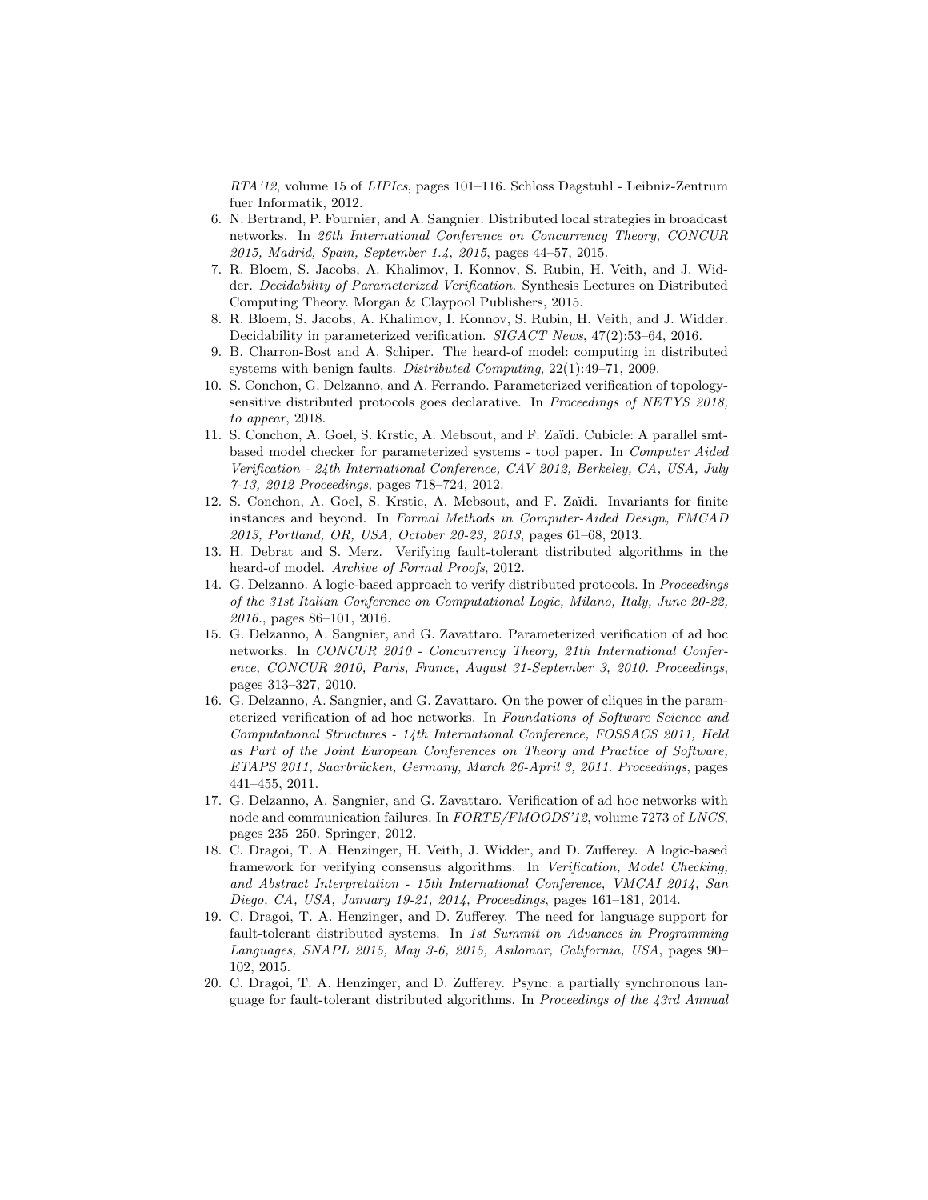*RTA'12*, volume 15 of *LIPIcs*, pages 101–116. Schloss Dagstuhl - Leibniz-Zentrum fuer Informatik, 2012.

6. N. Bertrand, P. Fournier, and A. Sangnier. Distributed local strategies in broadcast networks. In *26th International Conference on Concurrency Theory, CONCUR 2015, Madrid, Spain, September 1.4, 2015*, pages 44–57, 2015.
7. R. Bloem, S. Jacobs, A. Khalimov, I. Konnov, S. Rubin, H. Veith, and J. Widder. *Decidability of Parameterized Verification*. Synthesis Lectures on Distributed Computing Theory. Morgan & Claypool Publishers, 2015.
8. R. Bloem, S. Jacobs, A. Khalimov, I. Konnov, S. Rubin, H. Veith, and J. Widder. Decidability in parameterized verification. *SIGACT News*, 47(2):53–64, 2016.
9. B. Charron-Bost and A. Schiper. The heard-of model: computing in distributed systems with benign faults. *Distributed Computing*, 22(1):49–71, 2009.
10. S. Conchon, G. Delzanno, and A. Ferrando. Parameterized verification of topology-sensitive distributed protocols goes declarative. In *Proceedings of NETYS 2018, to appear*, 2018.
11. S. Conchon, A. Goel, S. Krstic, A. Mebsout, and F. Zaïdi. Cubicle: A parallel smt-based model checker for parameterized systems - tool paper. In *Computer Aided Verification - 24th International Conference, CAV 2012, Berkeley, CA, USA, July 7-13, 2012 Proceedings*, pages 718–724, 2012.
12. S. Conchon, A. Goel, S. Krstic, A. Mebsout, and F. Zaïdi. Invariants for finite instances and beyond. In *Formal Methods in Computer-Aided Design, FMCAD 2013, Portland, OR, USA, October 20-23, 2013*, pages 61–68, 2013.
13. H. Debrat and S. Merz. Verifying fault-tolerant distributed algorithms in the heard-of model. *Archive of Formal Proofs*, 2012.
14. G. Delzanno. A logic-based approach to verify distributed protocols. In *Proceedings of the 31st Italian Conference on Computational Logic, Milano, Italy, June 20-22, 2016.*, pages 86–101, 2016.
15. G. Delzanno, A. Sangnier, and G. Zavattaro. Parameterized verification of ad hoc networks. In *CONCUR 2010 - Concurrency Theory, 21th International Conference, CONCUR 2010, Paris, France, August 31-September 3, 2010. Proceedings*, pages 313–327, 2010.
16. G. Delzanno, A. Sangnier, and G. Zavattaro. On the power of cliques in the parameterized verification of ad hoc networks. In *Foundations of Software Science and Computational Structures - 14th International Conference, FOSSACS 2011, Held as Part of the Joint European Conferences on Theory and Practice of Software, ETAPS 2011, Saarbrücken, Germany, March 26-April 3, 2011. Proceedings*, pages 441–455, 2011.
17. G. Delzanno, A. Sangnier, and G. Zavattaro. Verification of ad hoc networks with node and communication failures. In *FORTE/FMOODS'12*, volume 7273 of *LNCS*, pages 235–250. Springer, 2012.
18. C. Dragoi, T. A. Henzinger, H. Veith, J. Widder, and D. Zufferey. A logic-based framework for verifying consensus algorithms. In *Verification, Model Checking, and Abstract Interpretation - 15th International Conference, VMCAI 2014, San Diego, CA, USA, January 19-21, 2014, Proceedings*, pages 161–181, 2014.
19. C. Dragoi, T. A. Henzinger, and D. Zufferey. The need for language support for fault-tolerant distributed systems. In *1st Summit on Advances in Programming Languages, SNAPL 2015, May 3-6, 2015, Asilomar, California, USA*, pages 90–102, 2015.
20. C. Dragoi, T. A. Henzinger, and D. Zufferey. Psync: a partially synchronous language for fault-tolerant distributed algorithms. In *Proceedings of the 43rd Annual*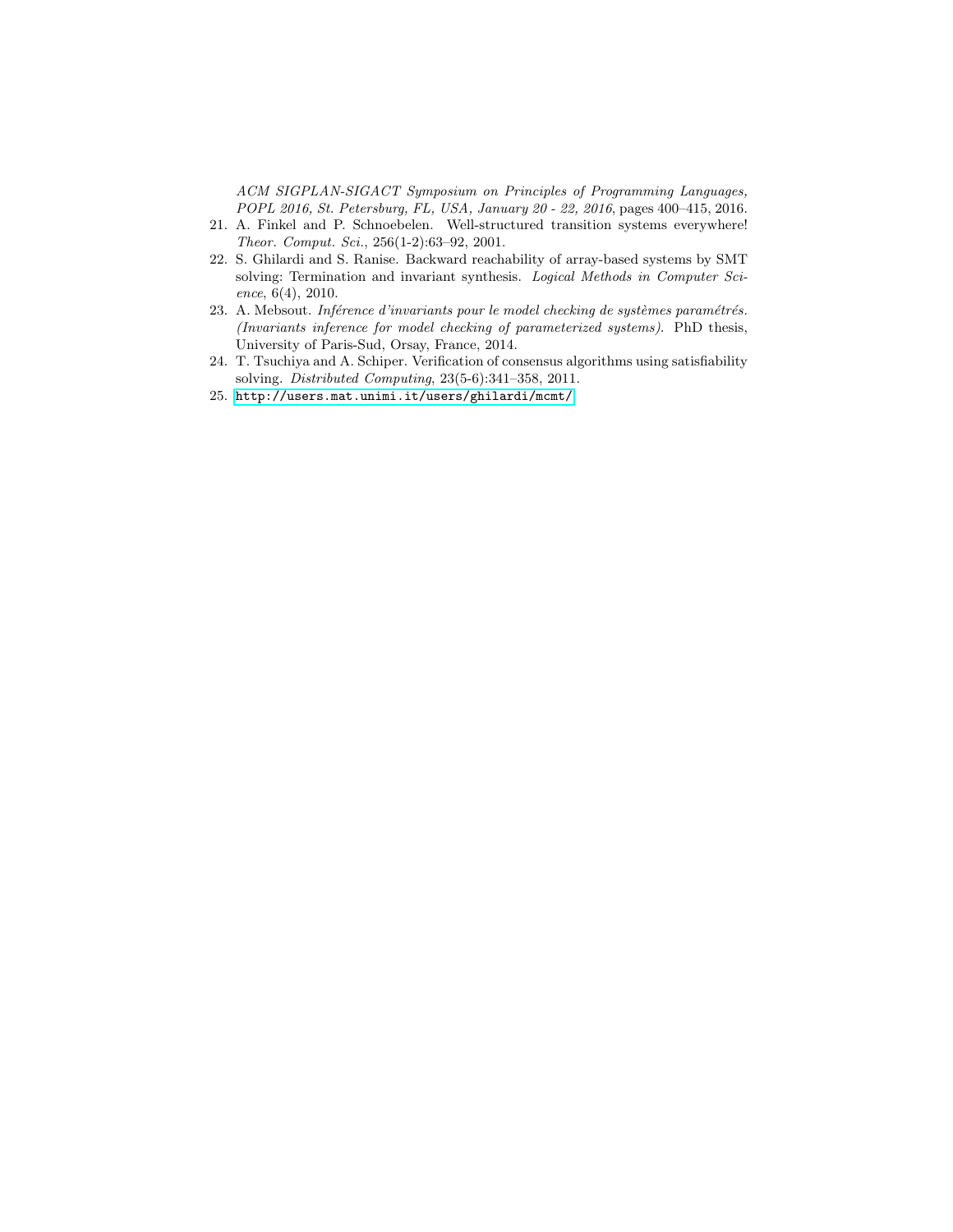*ACM SIGPLAN-SIGACT Symposium on Principles of Programming Languages, POPL 2016, St. Petersburg, FL, USA, January 20 - 22, 2016*, pages 400–415, 2016.

21. A. Finkel and P. Schnoebelen. Well-structured transition systems everywhere! *Theor. Comput. Sci.*, 256(1-2):63–92, 2001.
22. S. Ghilardi and S. Ranise. Backward reachability of array-based systems by SMT solving: Termination and invariant synthesis. *Logical Methods in Computer Science*, 6(4), 2010.
23. A. Mebsout. *Inférence d'invariants pour le model checking de systèmes paramétrés. (Invariants inference for model checking of parameterized systems)*. PhD thesis, University of Paris-Sud, Orsay, France, 2014.
24. T. Tsuchiya and A. Schiper. Verification of consensus algorithms using satisfiability solving. *Distributed Computing*, 23(5-6):341–358, 2011.
25. http://users.mat.unimi.it/users/ghilardi/mcmt/